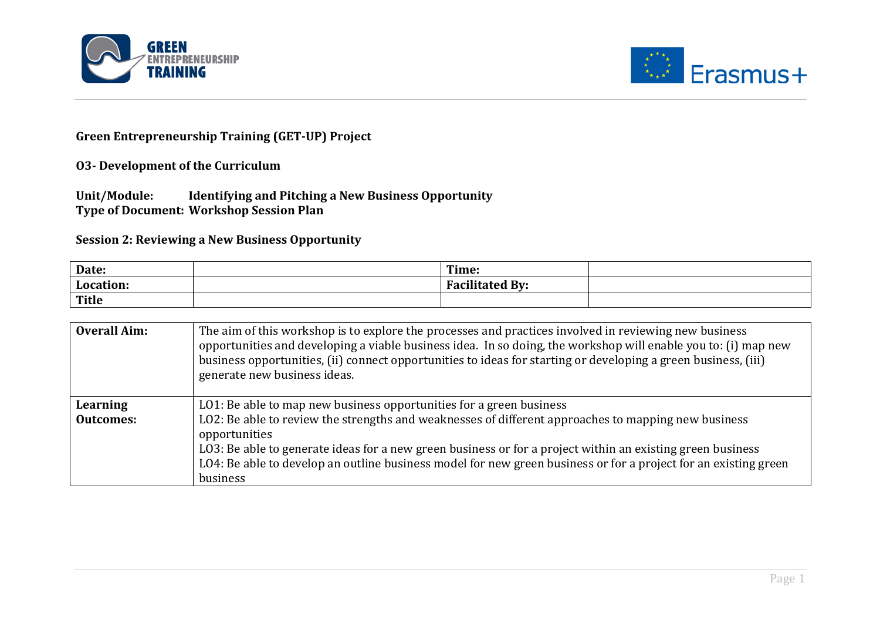**Green Entrepreneurship Training (GET-UP) Project**

**O3- Development of the Curriculum**

**Unit/Module:** **Identifying and Pitching a New Business Opportunity**
**Type of Document:** **Workshop Session Plan**

**Session 2: Reviewing a New Business Opportunity**

| **Date:** | | **Time:** | |
|---|---|---|---|
| **Location:** | | **Facilitated By:** | |
| **Title** | | | |

| **Overall Aim:** | The aim of this workshop is to explore the processes and practices involved in reviewing new business opportunities and developing a viable business idea. In so doing, the workshop will enable you to: (i) map new business opportunities, (ii) connect opportunities to ideas for starting or developing a green business, (iii) generate new business ideas. |
|---|---|
| **Learning Outcomes:** | LO1: Be able to map new business opportunities for a green business<br>LO2: Be able to review the strengths and weaknesses of different approaches to mapping new business opportunities<br>LO3: Be able to generate ideas for a new green business or for a project within an existing green business<br>LO4: Be able to develop an outline business model for new green business or for a project for an existing green business |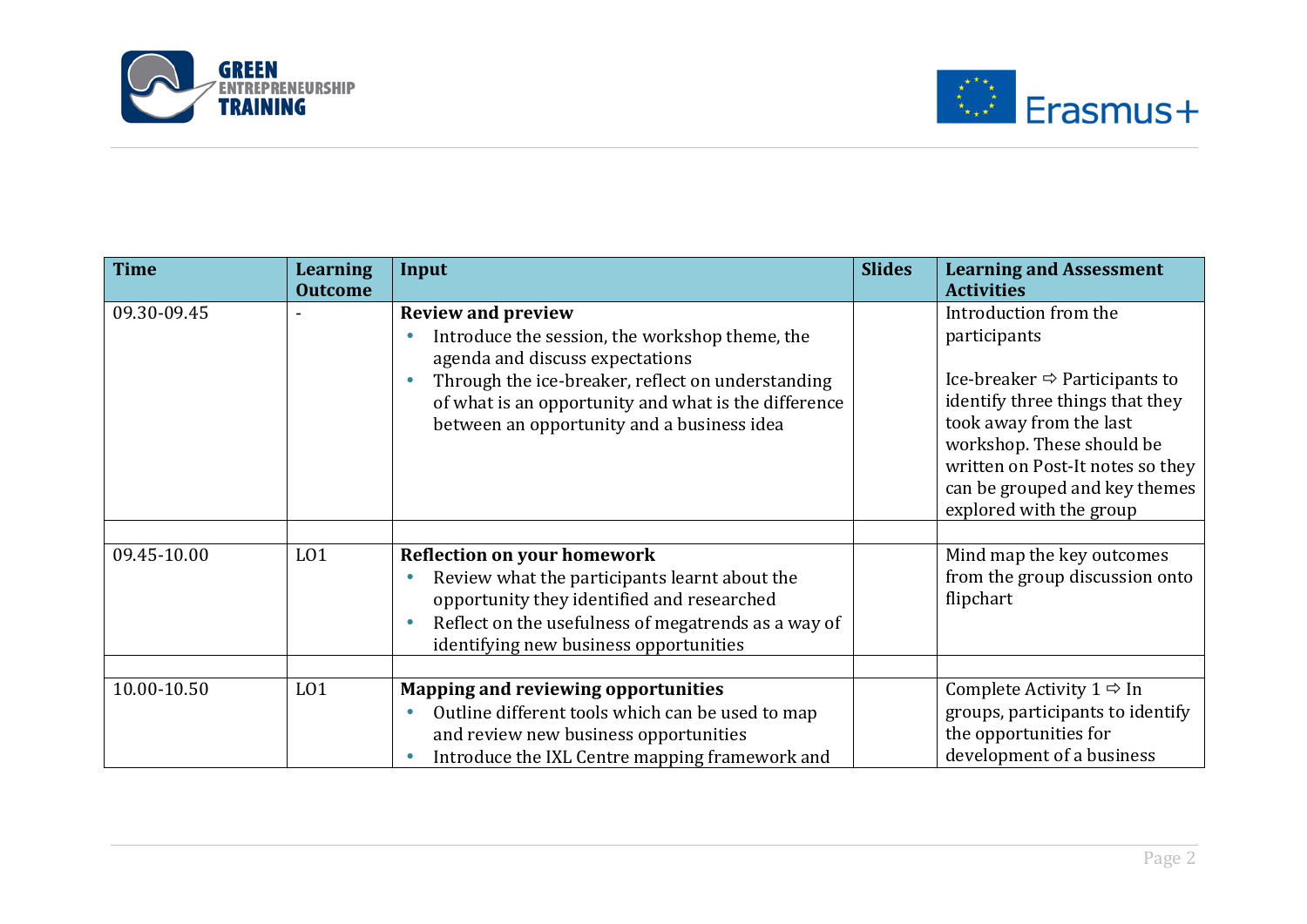| Time | Learning Outcome | Input | Slides | Learning and Assessment Activities |
|---|---|---|---|---|
| 09.30-09.45 | - | **Review and preview**<br>• Introduce the session, the workshop theme, the agenda and discuss expectations<br>• Through the ice-breaker, reflect on understanding of what is an opportunity and what is the difference between an opportunity and a business idea | | Introduction from the participants<br><br>Ice-breaker ⇨ Participants to identify three things that they took away from the last workshop. These should be written on Post-It notes so they can be grouped and key themes explored with the group |
| | | | | |
| 09.45-10.00 | LO1 | **Reflection on your homework**<br>• Review what the participants learnt about the opportunity they identified and researched<br>• Reflect on the usefulness of megatrends as a way of identifying new business opportunities | | Mind map the key outcomes from the group discussion onto flipchart |
| | | | | |
| 10.00-10.50 | LO1 | **Mapping and reviewing opportunities**<br>• Outline different tools which can be used to map and review new business opportunities<br>• Introduce the IXL Centre mapping framework and | | Complete Activity 1 ⇨ In groups, participants to identify the opportunities for development of a business |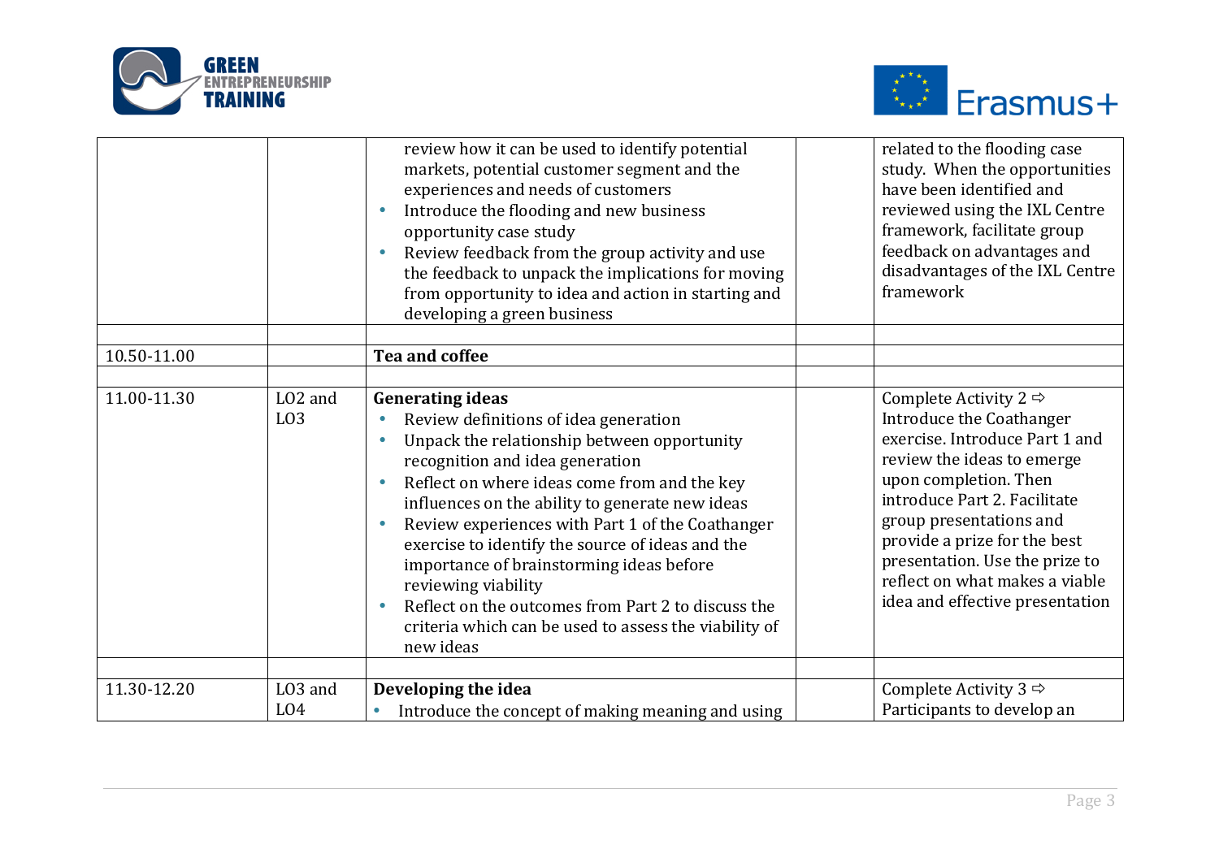| | | | | |
|---|---|---|---|---|
| | | review how it can be used to identify potential markets, potential customer segment and the experiences and needs of customers<br>• Introduce the flooding and new business opportunity case study<br>• Review feedback from the group activity and use the feedback to unpack the implications for moving from opportunity to idea and action in starting and developing a green business | | related to the flooding case study. When the opportunities have been identified and reviewed using the IXL Centre framework, facilitate group feedback on advantages and disadvantages of the IXL Centre framework |
| | | | | |
| 10.50-11.00 | | **Tea and coffee** | | |
| | | | | |
| 11.00-11.30 | LO2 and LO3 | **Generating ideas**<br>• Review definitions of idea generation<br>• Unpack the relationship between opportunity recognition and idea generation<br>• Reflect on where ideas come from and the key influences on the ability to generate new ideas<br>• Review experiences with Part 1 of the Coathanger exercise to identify the source of ideas and the importance of brainstorming ideas before reviewing viability<br>• Reflect on the outcomes from Part 2 to discuss the criteria which can be used to assess the viability of new ideas | | Complete Activity 2 ⇨ Introduce the Coathanger exercise. Introduce Part 1 and review the ideas to emerge upon completion. Then introduce Part 2. Facilitate group presentations and provide a prize for the best presentation. Use the prize to reflect on what makes a viable idea and effective presentation |
| | | | | |
| 11.30-12.20 | LO3 and LO4 | **Developing the idea**<br>• Introduce the concept of making meaning and using | | Complete Activity 3 ⇨ Participants to develop an |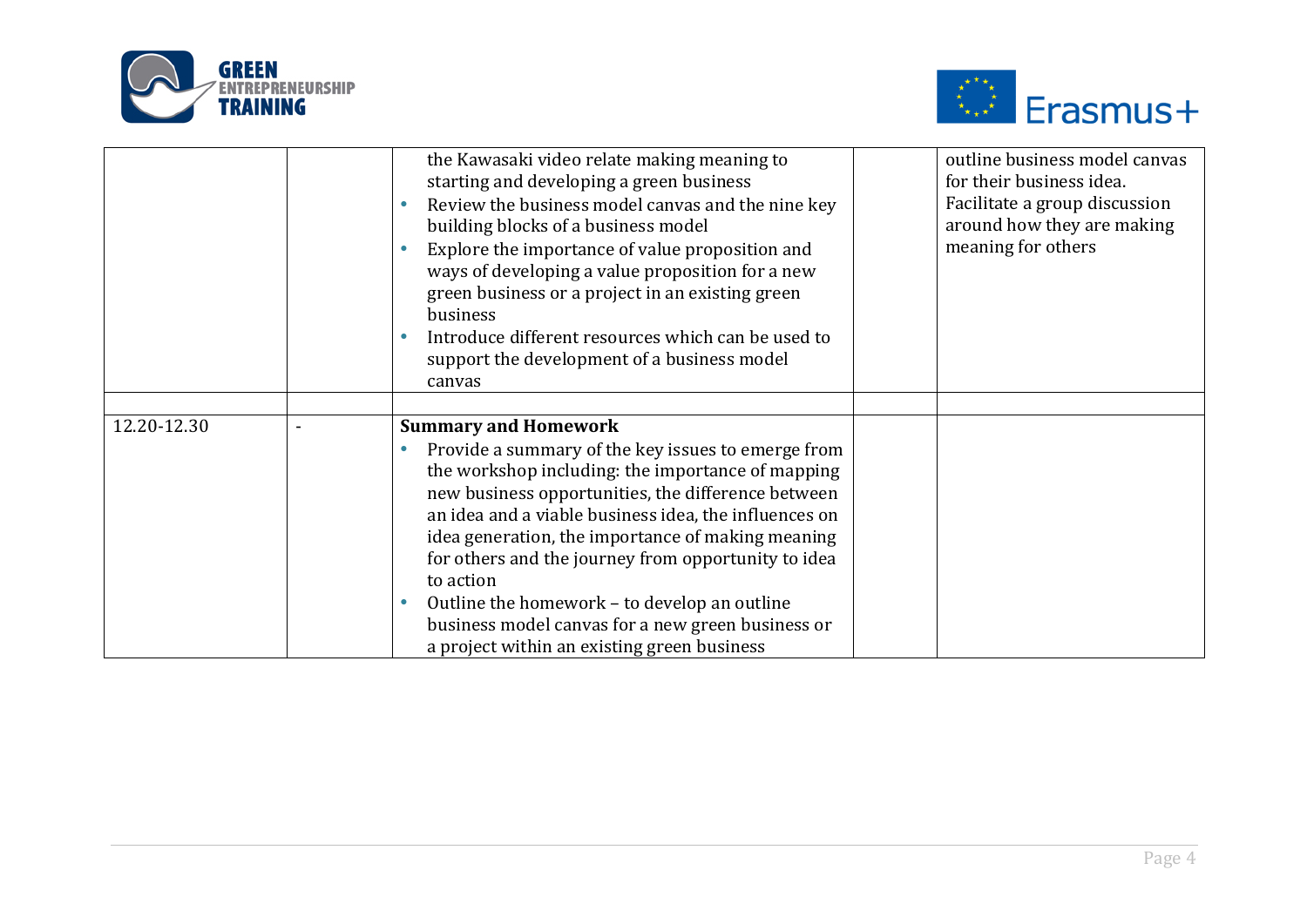| | | | | |
|---|---|---|---|---|
| | | the Kawasaki video relate making meaning to starting and developing a green business<br>• Review the business model canvas and the nine key building blocks of a business model<br>• Explore the importance of value proposition and ways of developing a value proposition for a new green business or a project in an existing green business<br>• Introduce different resources which can be used to support the development of a business model canvas | | outline business model canvas for their business idea. Facilitate a group discussion around how they are making meaning for others |
| | | | | |
| 12.20-12.30 | - | **Summary and Homework**<br>• Provide a summary of the key issues to emerge from the workshop including: the importance of mapping new business opportunities, the difference between an idea and a viable business idea, the influences on idea generation, the importance of making meaning for others and the journey from opportunity to idea to action<br>• Outline the homework – to develop an outline business model canvas for a new green business or a project within an existing green business | | |